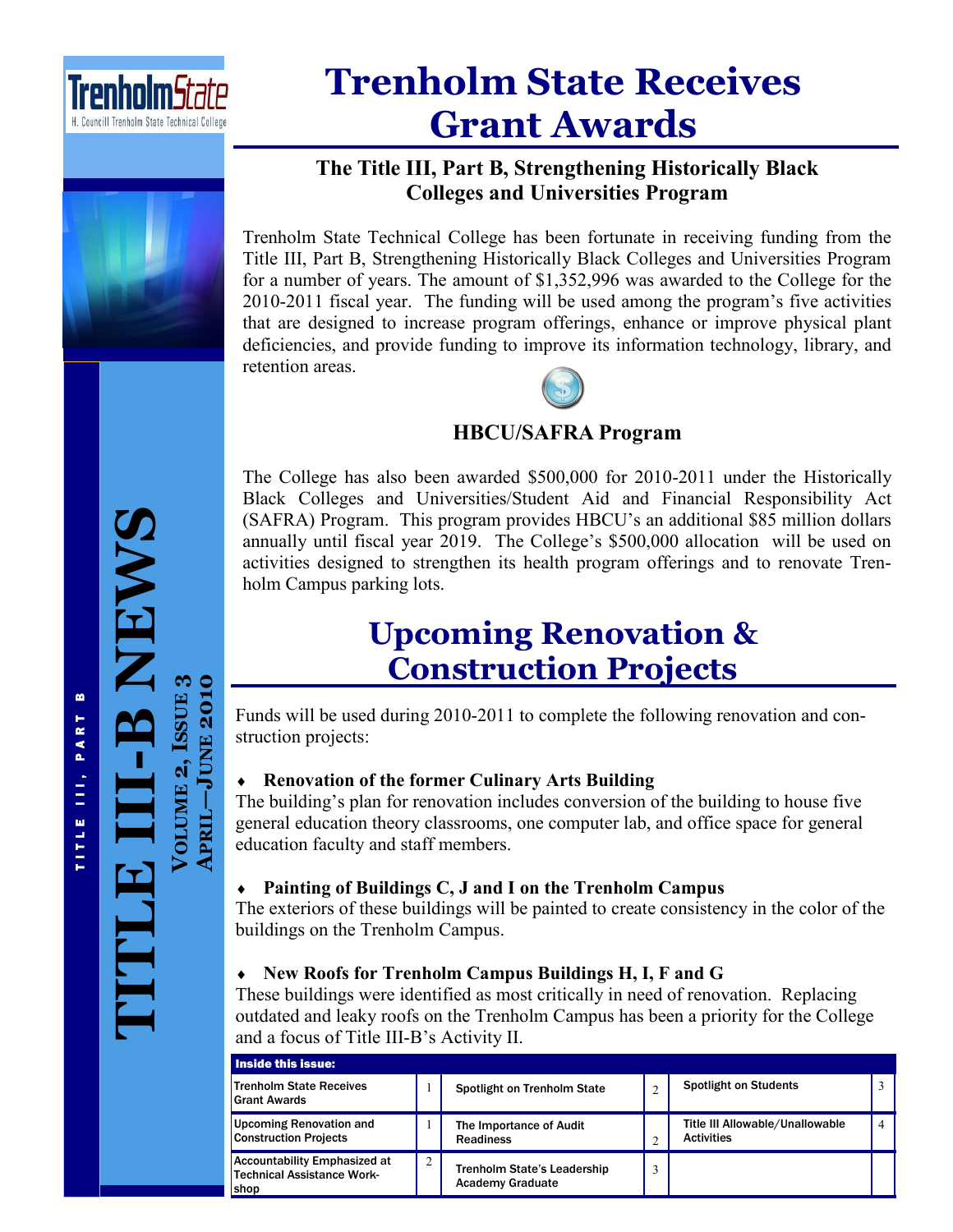TrenholmState

H. Councill Trenholm State Technical College

# TITLE III-B NEWS

**Volume 2, Issue 3**
**April—June 2010**

# Trenholm State Receives Grant Awards

### The Title III, Part B, Strengthening Historically Black Colleges and Universities Program

Trenholm State Technical College has been fortunate in receiving funding from the Title III, Part B, Strengthening Historically Black Colleges and Universities Program for a number of years. The amount of $1,352,996 was awarded to the College for the 2010-2011 fiscal year. The funding will be used among the program's five activities that are designed to increase program offerings, enhance or improve physical plant deficiencies, and provide funding to improve its information technology, library, and retention areas.

### HBCU/SAFRA Program

The College has also been awarded $500,000 for 2010-2011 under the Historically Black Colleges and Universities/Student Aid and Financial Responsibility Act (SAFRA) Program. This program provides HBCU's an additional $85 million dollars annually until fiscal year 2019. The College's $500,000 allocation will be used on activities designed to strengthen its health program offerings and to renovate Trenholm Campus parking lots.

# Upcoming Renovation & Construction Projects

Funds will be used during 2010-2011 to complete the following renovation and construction projects:

- **Renovation of the former Culinary Arts Building**

The building's plan for renovation includes conversion of the building to house five general education theory classrooms, one computer lab, and office space for general education faculty and staff members.

- **Painting of Buildings C, J and I on the Trenholm Campus**

The exteriors of these buildings will be painted to create consistency in the color of the buildings on the Trenholm Campus.

- **New Roofs for Trenholm Campus Buildings H, I, F and G**

These buildings were identified as most critically in need of renovation. Replacing outdated and leaky roofs on the Trenholm Campus has been a priority for the College and a focus of Title III-B's Activity II.

| Inside this issue: | | | | | |
|---|---|---|---|---|---|
| Trenholm State Receives Grant Awards | 1 | Spotlight on Trenholm State | 2 | Spotlight on Students | 3 |
| Upcoming Renovation and Construction Projects | 1 | The Importance of Audit Readiness | 2 | Title III Allowable/Unallowable Activities | 4 |
| Accountability Emphasized at Technical Assistance Workshop | 2 | Trenholm State's Leadership Academy Graduate | 3 | | |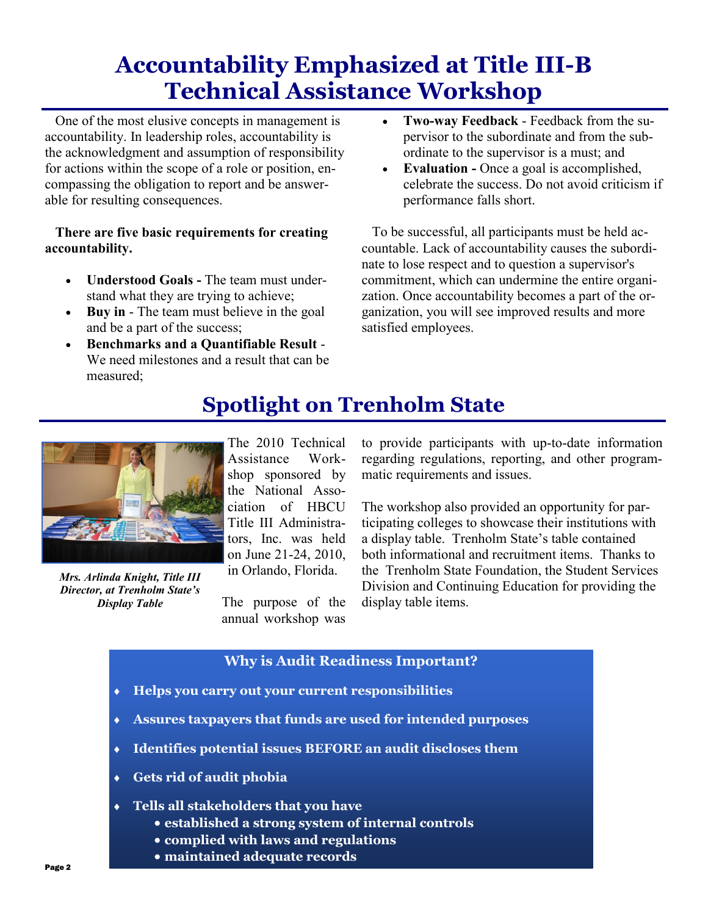# Accountability Emphasized at Title III-B Technical Assistance Workshop

One of the most elusive concepts in management is accountability. In leadership roles, accountability is the acknowledgment and assumption of responsibility for actions within the scope of a role or position, encompassing the obligation to report and be answerable for resulting consequences.

**There are five basic requirements for creating accountability.**

- **Understood Goals -** The team must understand what they are trying to achieve;
- **Buy in** - The team must believe in the goal and be a part of the success;
- **Benchmarks and a Quantifiable Result** - We need milestones and a result that can be measured;
- **Two-way Feedback** - Feedback from the supervisor to the subordinate and from the subordinate to the supervisor is a must; and
- **Evaluation -** Once a goal is accomplished, celebrate the success. Do not avoid criticism if performance falls short.

To be successful, all participants must be held accountable. Lack of accountability causes the subordinate to lose respect and to question a supervisor's commitment, which can undermine the entire organization. Once accountability becomes a part of the organization, you will see improved results and more satisfied employees.

# Spotlight on Trenholm State

*Mrs. Arlinda Knight, Title III Director, at Trenholm State's Display Table*

The 2010 Technical Assistance Workshop sponsored by the National Association of HBCU Title III Administrators, Inc. was held on June 21-24, 2010, in Orlando, Florida.

The purpose of the annual workshop was to provide participants with up-to-date information regarding regulations, reporting, and other programmatic requirements and issues.

The workshop also provided an opportunity for participating colleges to showcase their institutions with a display table. Trenholm State's table contained both informational and recruitment items. Thanks to the Trenholm State Foundation, the Student Services Division and Continuing Education for providing the display table items.

### Why is Audit Readiness Important?

- **Helps you carry out your current responsibilities**
- **Assures taxpayers that funds are used for intended purposes**
- **Identifies potential issues BEFORE an audit discloses them**
- **Gets rid of audit phobia**
- **Tells all stakeholders that you have**
  - **established a strong system of internal controls**
  - **complied with laws and regulations**
  - **maintained adequate records**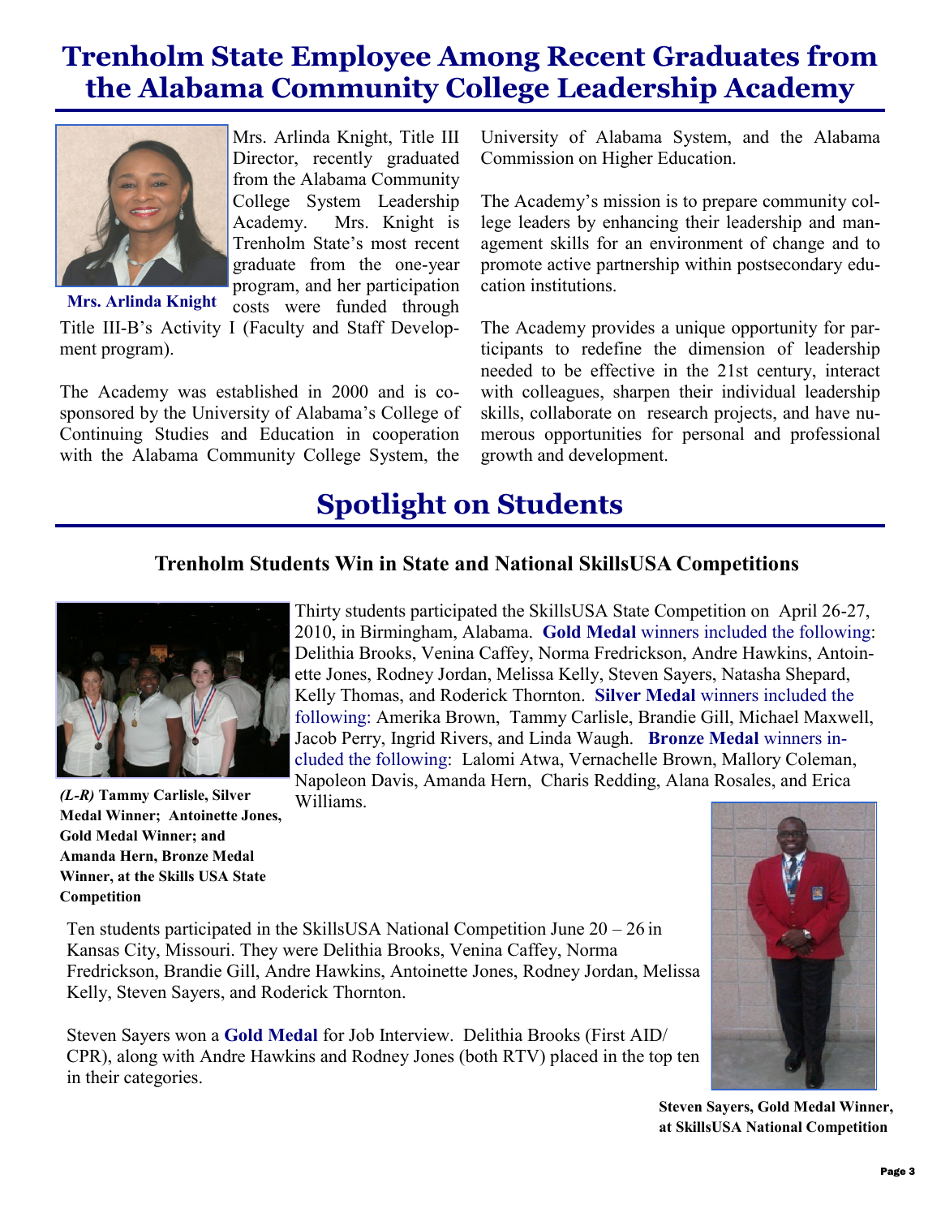# Trenholm State Employee Among Recent Graduates from the Alabama Community College Leadership Academy

**Mrs. Arlinda Knight**

Mrs. Arlinda Knight, Title III Director, recently graduated from the Alabama Community College System Leadership Academy. Mrs. Knight is Trenholm State's most recent graduate from the one-year program, and her participation costs were funded through Title III-B's Activity I (Faculty and Staff Development program).

The Academy was established in 2000 and is co-sponsored by the University of Alabama's College of Continuing Studies and Education in cooperation with the Alabama Community College System, the University of Alabama System, and the Alabama Commission on Higher Education.

The Academy's mission is to prepare community college leaders by enhancing their leadership and management skills for an environment of change and to promote active partnership within postsecondary education institutions.

The Academy provides a unique opportunity for participants to redefine the dimension of leadership needed to be effective in the 21st century, interact with colleagues, sharpen their individual leadership skills, collaborate on research projects, and have numerous opportunities for personal and professional growth and development.

# Spotlight on Students

### Trenholm Students Win in State and National SkillsUSA Competitions

Thirty students participated the SkillsUSA State Competition on April 26-27, 2010, in Birmingham, Alabama. **Gold Medal** winners included the following: Delithia Brooks, Venina Caffey, Norma Fredrickson, Andre Hawkins, Antoinette Jones, Rodney Jordan, Melissa Kelly, Steven Sayers, Natasha Shepard, Kelly Thomas, and Roderick Thornton. **Silver Medal** winners included the following: Amerika Brown, Tammy Carlisle, Brandie Gill, Michael Maxwell, Jacob Perry, Ingrid Rivers, and Linda Waugh. **Bronze Medal** winners included the following: Lalomi Atwa, Vernachelle Brown, Mallory Coleman, Napoleon Davis, Amanda Hern, Charis Redding, Alana Rosales, and Erica Williams.

***(L-R)* Tammy Carlisle, Silver Medal Winner; Antoinette Jones, Gold Medal Winner; and Amanda Hern, Bronze Medal Winner, at the Skills USA State Competition**

Ten students participated in the SkillsUSA National Competition June 20 – 26 in Kansas City, Missouri. They were Delithia Brooks, Venina Caffey, Norma Fredrickson, Brandie Gill, Andre Hawkins, Antoinette Jones, Rodney Jordan, Melissa Kelly, Steven Sayers, and Roderick Thornton.

Steven Sayers won a **Gold Medal** for Job Interview. Delithia Brooks (First AID/CPR), along with Andre Hawkins and Rodney Jones (both RTV) placed in the top ten in their categories.

**Steven Sayers, Gold Medal Winner, at SkillsUSA National Competition**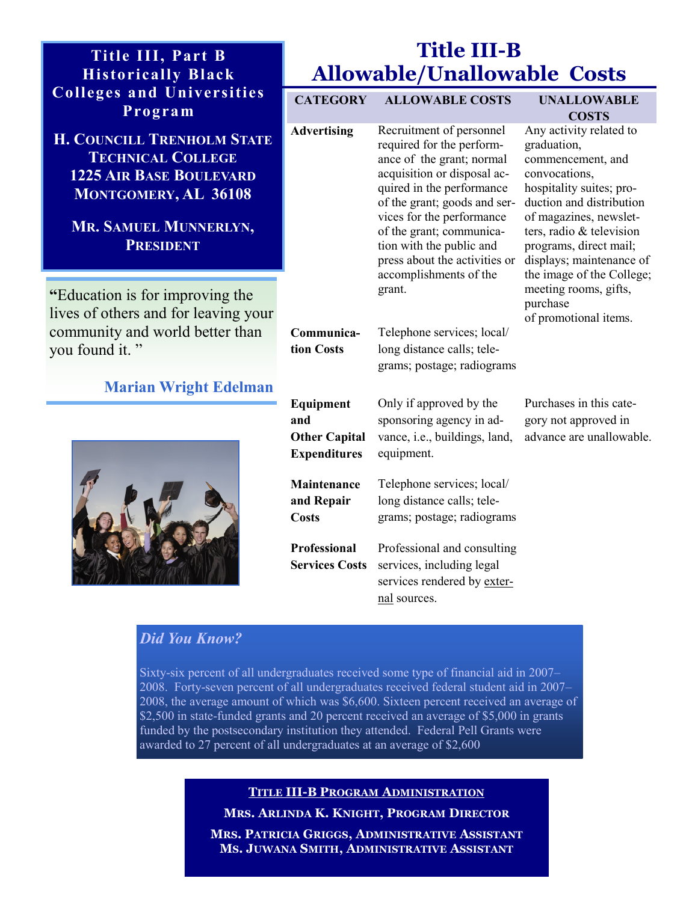**Title III, Part B Historically Black Colleges and Universities Program**

**H. Councill Trenholm State Technical College**
**1225 Air Base Boulevard**
**Montgomery, AL 36108**

**Mr. Samuel Munnerlyn, President**

"Education is for improving the lives of others and for leaving your community and world better than you found it. "

**Marian Wright Edelman**

# Title III-B Allowable/Unallowable Costs

| CATEGORY | ALLOWABLE COSTS | UNALLOWABLE COSTS |
|---|---|---|
| **Advertising** | Recruitment of personnel required for the performance of the grant; normal acquisition or disposal acquired in the performance of the grant; goods and services for the performance of the grant; communication with the public and press about the activities or accomplishments of the grant. | Any activity related to graduation, commencement, and convocations, hospitality suites; production and distribution of magazines, newsletters, radio & television programs, direct mail; displays; maintenance of the image of the College; meeting rooms, gifts, purchase of promotional items. |
| **Communication Costs** | Telephone services; local/ long distance calls; telegrams; postage; radiograms | |
| **Equipment and Other Capital Expenditures** | Only if approved by the sponsoring agency in advance, i.e., buildings, land, equipment. | Purchases in this category not approved in advance are unallowable. |
| **Maintenance and Repair Costs** | Telephone services; local/ long distance calls; telegrams; postage; radiograms | |
| **Professional Services Costs** | Professional and consulting services, including legal services rendered by external sources. | |

### *Did You Know?*

Sixty-six percent of all undergraduates received some type of financial aid in 2007–2008. Forty-seven percent of all undergraduates received federal student aid in 2007–2008, the average amount of which was $6,600. Sixteen percent received an average of $2,500 in state-funded grants and 20 percent received an average of $5,000 in grants funded by the postsecondary institution they attended. Federal Pell Grants were awarded to 27 percent of all undergraduates at an average of $2,600

**Title III-B Program Administration**

**Mrs. Arlinda K. Knight, Program Director**

**Mrs. Patricia Griggs, Administrative Assistant**
**Ms. Juwana Smith, Administrative Assistant**